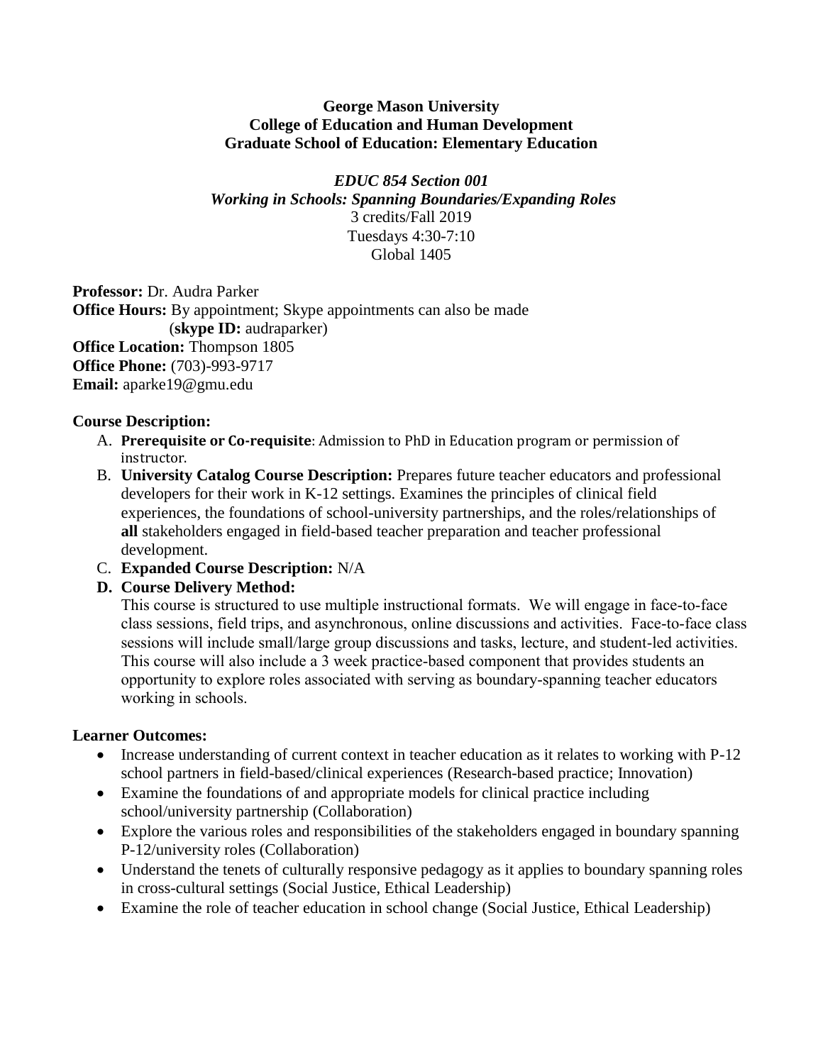**George Mason University**
**College of Education and Human Development**
**Graduate School of Education: Elementary Education**

*EDUC 854 Section 001*
*Working in Schools: Spanning Boundaries/Expanding Roles*
3 credits/Fall 2019
Tuesdays 4:30-7:10
Global 1405

**Professor:** Dr. Audra Parker
**Office Hours:** By appointment; Skype appointments can also be made
(**skype ID:** audraparker)
**Office Location:** Thompson 1805
**Office Phone:** (703)-993-9717
**Email:** aparke19@gmu.edu

**Course Description:**

A. **Prerequisite or Co-requisite**: Admission to PhD in Education program or permission of instructor.
B. **University Catalog Course Description:** Prepares future teacher educators and professional developers for their work in K-12 settings. Examines the principles of clinical field experiences, the foundations of school-university partnerships, and the roles/relationships of **all** stakeholders engaged in field-based teacher preparation and teacher professional development.
C. **Expanded Course Description:** N/A
D. **Course Delivery Method:**
This course is structured to use multiple instructional formats. We will engage in face-to-face class sessions, field trips, and asynchronous, online discussions and activities. Face-to-face class sessions will include small/large group discussions and tasks, lecture, and student-led activities. This course will also include a 3 week practice-based component that provides students an opportunity to explore roles associated with serving as boundary-spanning teacher educators working in schools.

**Learner Outcomes:**

- Increase understanding of current context in teacher education as it relates to working with P-12 school partners in field-based/clinical experiences (Research-based practice; Innovation)
- Examine the foundations of and appropriate models for clinical practice including school/university partnership (Collaboration)
- Explore the various roles and responsibilities of the stakeholders engaged in boundary spanning P-12/university roles (Collaboration)
- Understand the tenets of culturally responsive pedagogy as it applies to boundary spanning roles in cross-cultural settings (Social Justice, Ethical Leadership)
- Examine the role of teacher education in school change (Social Justice, Ethical Leadership)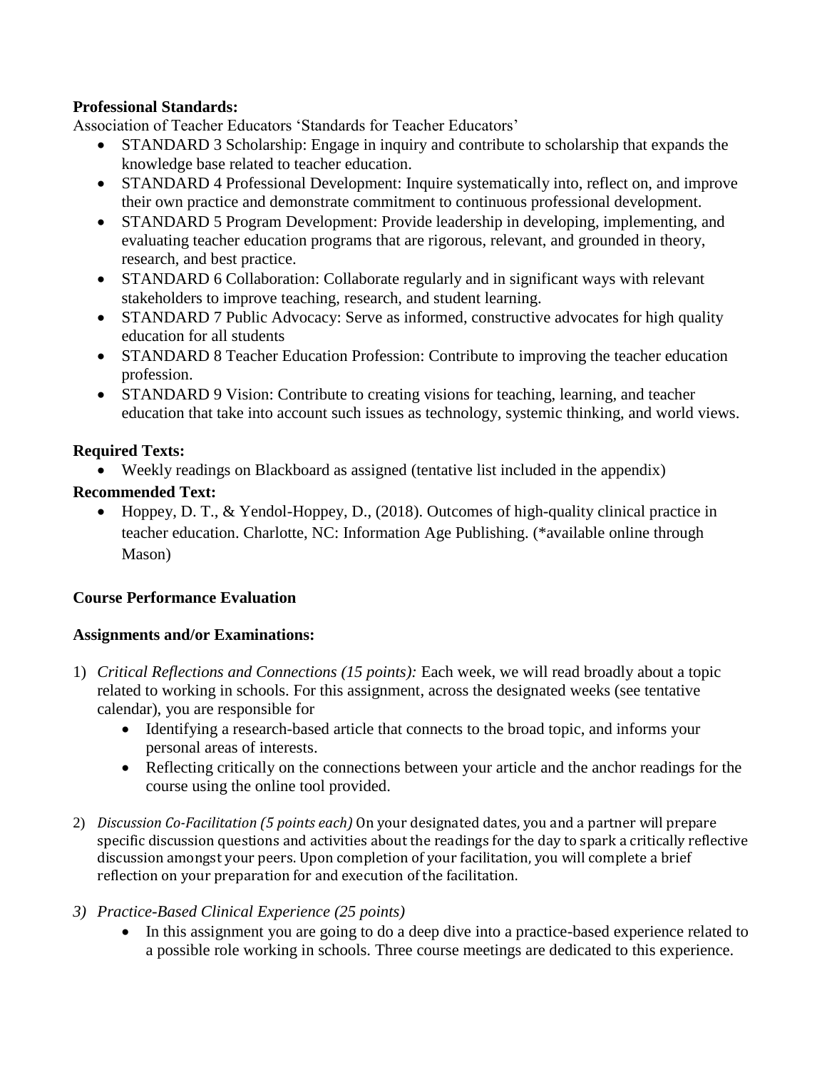**Professional Standards:**

Association of Teacher Educators 'Standards for Teacher Educators'

- STANDARD 3 Scholarship: Engage in inquiry and contribute to scholarship that expands the knowledge base related to teacher education.
- STANDARD 4 Professional Development: Inquire systematically into, reflect on, and improve their own practice and demonstrate commitment to continuous professional development.
- STANDARD 5 Program Development: Provide leadership in developing, implementing, and evaluating teacher education programs that are rigorous, relevant, and grounded in theory, research, and best practice.
- STANDARD 6 Collaboration: Collaborate regularly and in significant ways with relevant stakeholders to improve teaching, research, and student learning.
- STANDARD 7 Public Advocacy: Serve as informed, constructive advocates for high quality education for all students
- STANDARD 8 Teacher Education Profession: Contribute to improving the teacher education profession.
- STANDARD 9 Vision: Contribute to creating visions for teaching, learning, and teacher education that take into account such issues as technology, systemic thinking, and world views.

**Required Texts:**

- Weekly readings on Blackboard as assigned (tentative list included in the appendix)

**Recommended Text:**

- Hoppey, D. T., & Yendol-Hoppey, D., (2018). Outcomes of high-quality clinical practice in teacher education. Charlotte, NC: Information Age Publishing. (*available online through Mason)

**Course Performance Evaluation**

**Assignments and/or Examinations:**

1) *Critical Reflections and Connections (15 points):* Each week, we will read broadly about a topic related to working in schools. For this assignment, across the designated weeks (see tentative calendar), you are responsible for
   - Identifying a research-based article that connects to the broad topic, and informs your personal areas of interests.
   - Reflecting critically on the connections between your article and the anchor readings for the course using the online tool provided.

2) *Discussion Co-Facilitation (5 points each)* On your designated dates, you and a partner will prepare specific discussion questions and activities about the readings for the day to spark a critically reflective discussion amongst your peers. Upon completion of your facilitation, you will complete a brief reflection on your preparation for and execution of the facilitation.

3) *Practice-Based Clinical Experience (25 points)*
   - In this assignment you are going to do a deep dive into a practice-based experience related to a possible role working in schools. Three course meetings are dedicated to this experience.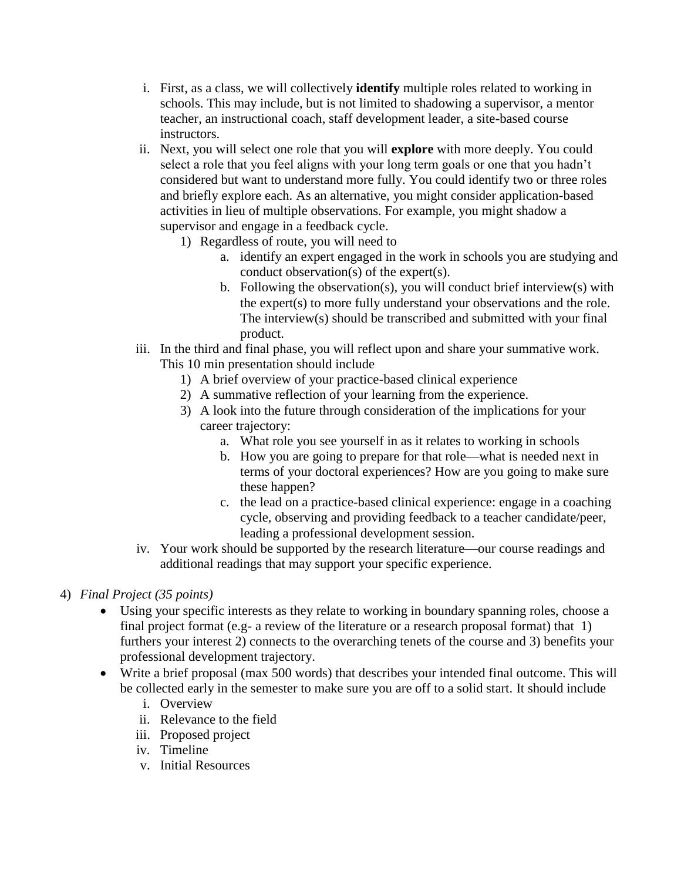i. First, as a class, we will collectively **identify** multiple roles related to working in schools. This may include, but is not limited to shadowing a supervisor, a mentor teacher, an instructional coach, staff development leader, a site-based course instructors.

ii. Next, you will select one role that you will **explore** with more deeply. You could select a role that you feel aligns with your long term goals or one that you hadn't considered but want to understand more fully. You could identify two or three roles and briefly explore each. As an alternative, you might consider application-based activities in lieu of multiple observations. For example, you might shadow a supervisor and engage in a feedback cycle.

   1) Regardless of route, you will need to
      a. identify an expert engaged in the work in schools you are studying and conduct observation(s) of the expert(s).
      b. Following the observation(s), you will conduct brief interview(s) with the expert(s) to more fully understand your observations and the role. The interview(s) should be transcribed and submitted with your final product.

iii. In the third and final phase, you will reflect upon and share your summative work. This 10 min presentation should include

   1) A brief overview of your practice-based clinical experience
   2) A summative reflection of your learning from the experience.
   3) A look into the future through consideration of the implications for your career trajectory:
      a. What role you see yourself in as it relates to working in schools
      b. How you are going to prepare for that role—what is needed next in terms of your doctoral experiences? How are you going to make sure these happen?
      c. the lead on a practice-based clinical experience: engage in a coaching cycle, observing and providing feedback to a teacher candidate/peer, leading a professional development session.

iv. Your work should be supported by the research literature—our course readings and additional readings that may support your specific experience.

4) *Final Project (35 points)*

- Using your specific interests as they relate to working in boundary spanning roles, choose a final project format (e.g- a review of the literature or a research proposal format) that 1) furthers your interest 2) connects to the overarching tenets of the course and 3) benefits your professional development trajectory.
- Write a brief proposal (max 500 words) that describes your intended final outcome. This will be collected early in the semester to make sure you are off to a solid start. It should include
  i. Overview
  ii. Relevance to the field
  iii. Proposed project
  iv. Timeline
  v. Initial Resources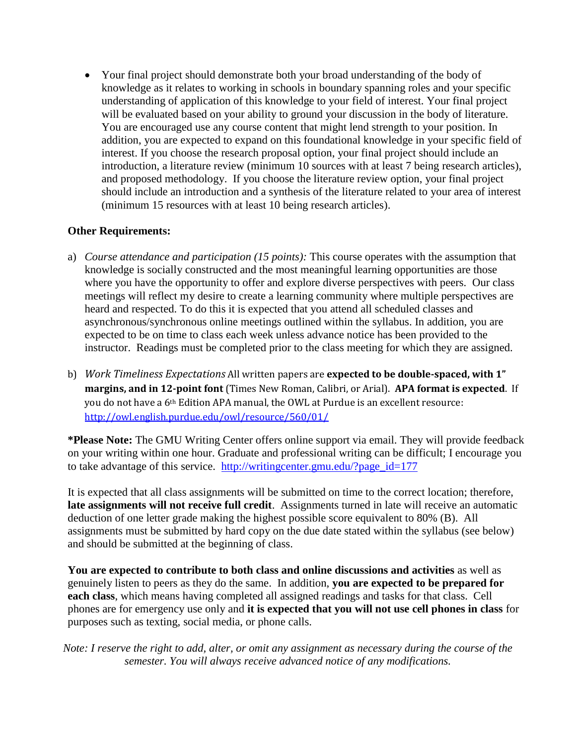- Your final project should demonstrate both your broad understanding of the body of knowledge as it relates to working in schools in boundary spanning roles and your specific understanding of application of this knowledge to your field of interest. Your final project will be evaluated based on your ability to ground your discussion in the body of literature. You are encouraged use any course content that might lend strength to your position. In addition, you are expected to expand on this foundational knowledge in your specific field of interest. If you choose the research proposal option, your final project should include an introduction, a literature review (minimum 10 sources with at least 7 being research articles), and proposed methodology. If you choose the literature review option, your final project should include an introduction and a synthesis of the literature related to your area of interest (minimum 15 resources with at least 10 being research articles).

**Other Requirements:**

a) *Course attendance and participation (15 points):* This course operates with the assumption that knowledge is socially constructed and the most meaningful learning opportunities are those where you have the opportunity to offer and explore diverse perspectives with peers. Our class meetings will reflect my desire to create a learning community where multiple perspectives are heard and respected. To do this it is expected that you attend all scheduled classes and asynchronous/synchronous online meetings outlined within the syllabus. In addition, you are expected to be on time to class each week unless advance notice has been provided to the instructor. Readings must be completed prior to the class meeting for which they are assigned.

b) *Work Timeliness Expectations* All written papers are **expected to be double-spaced, with 1" margins, and in 12-point font** (Times New Roman, Calibri, or Arial). **APA format is expected**. If you do not have a 6th Edition APA manual, the OWL at Purdue is an excellent resource: http://owl.english.purdue.edu/owl/resource/560/01/

***Please Note:** The GMU Writing Center offers online support via email. They will provide feedback on your writing within one hour. Graduate and professional writing can be difficult; I encourage you to take advantage of this service. http://writingcenter.gmu.edu/?page_id=177

It is expected that all class assignments will be submitted on time to the correct location; therefore, **late assignments will not receive full credit**. Assignments turned in late will receive an automatic deduction of one letter grade making the highest possible score equivalent to 80% (B). All assignments must be submitted by hard copy on the due date stated within the syllabus (see below) and should be submitted at the beginning of class.

**You are expected to contribute to both class and online discussions and activities** as well as genuinely listen to peers as they do the same. In addition, **you are expected to be prepared for each class**, which means having completed all assigned readings and tasks for that class. Cell phones are for emergency use only and **it is expected that you will not use cell phones in class** for purposes such as texting, social media, or phone calls.

*Note: I reserve the right to add, alter, or omit any assignment as necessary during the course of the semester. You will always receive advanced notice of any modifications.*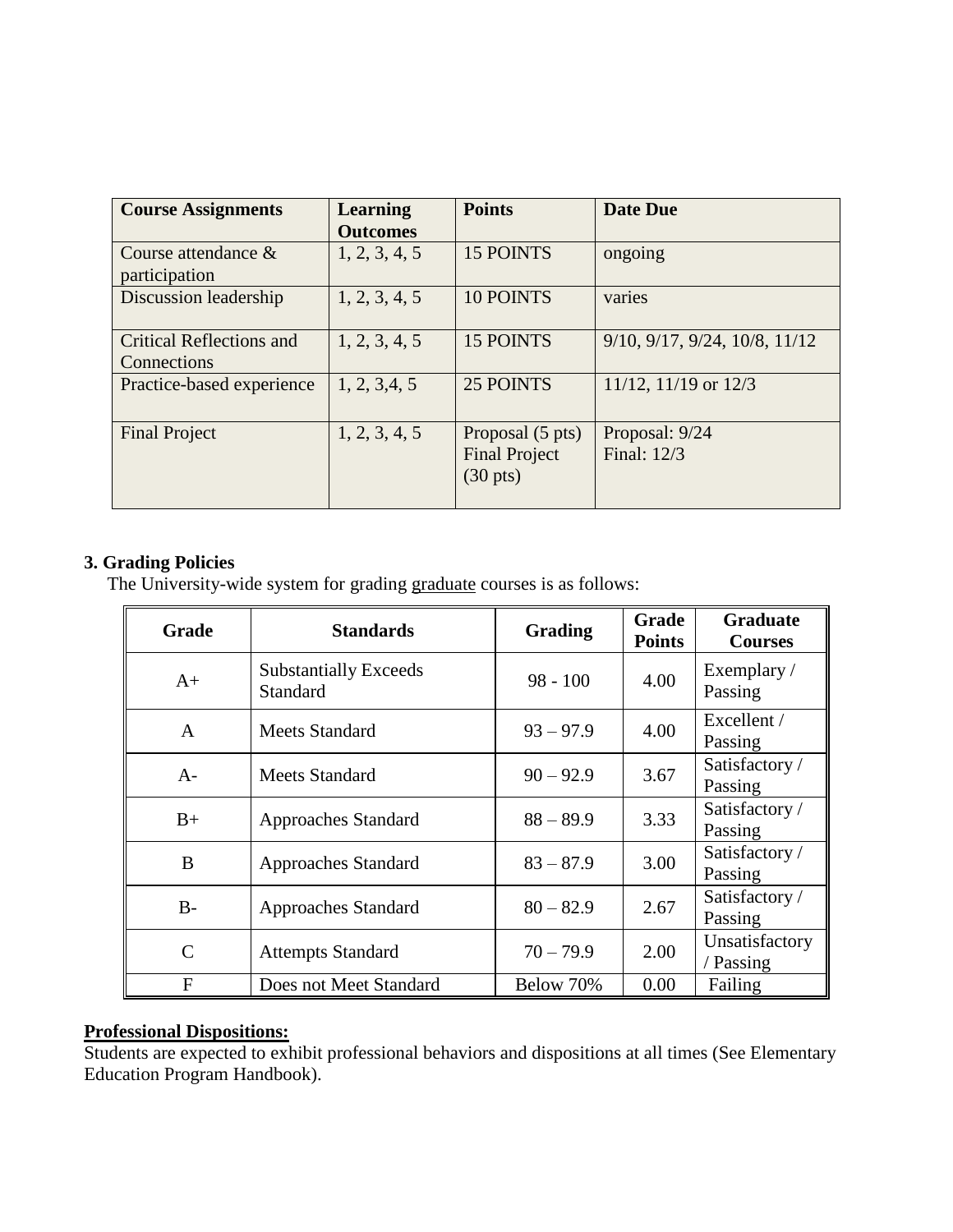| Course Assignments | Learning Outcomes | Points | Date Due |
| --- | --- | --- | --- |
| Course attendance & participation | 1, 2, 3, 4, 5 | 15 POINTS | ongoing |
| Discussion leadership | 1, 2, 3, 4, 5 | 10 POINTS | varies |
| Critical Reflections and Connections | 1, 2, 3, 4, 5 | 15 POINTS | 9/10, 9/17, 9/24, 10/8, 11/12 |
| Practice-based experience | 1, 2, 3,4, 5 | 25 POINTS | 11/12, 11/19 or 12/3 |
| Final Project | 1, 2, 3, 4, 5 | Proposal (5 pts) Final Project (30 pts) | Proposal: 9/24 Final: 12/3 |

**3. Grading Policies**

The University-wide system for grading graduate courses is as follows:

| Grade | Standards | Grading | Grade Points | Graduate Courses |
| --- | --- | --- | --- | --- |
| A+ | Substantially Exceeds Standard | 98 - 100 | 4.00 | Exemplary / Passing |
| A | Meets Standard | 93 – 97.9 | 4.00 | Excellent / Passing |
| A- | Meets Standard | 90 – 92.9 | 3.67 | Satisfactory / Passing |
| B+ | Approaches Standard | 88 – 89.9 | 3.33 | Satisfactory / Passing |
| B | Approaches Standard | 83 – 87.9 | 3.00 | Satisfactory / Passing |
| B- | Approaches Standard | 80 – 82.9 | 2.67 | Satisfactory / Passing |
| C | Attempts Standard | 70 – 79.9 | 2.00 | Unsatisfactory / Passing |
| F | Does not Meet Standard | Below 70% | 0.00 | Failing |

**Professional Dispositions:**

Students are expected to exhibit professional behaviors and dispositions at all times (See Elementary Education Program Handbook).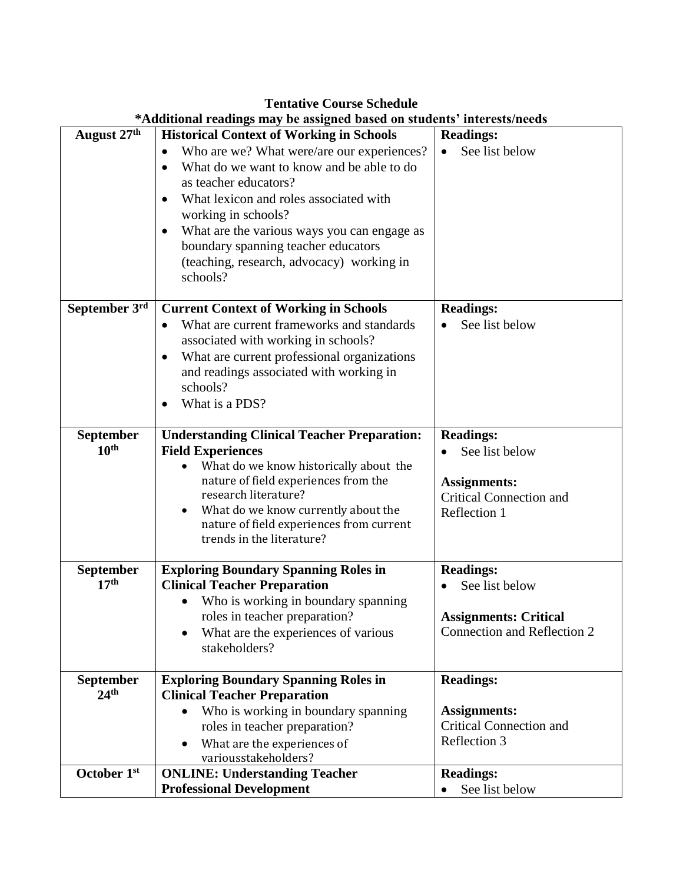**Tentative Course Schedule**

***Additional readings may be assigned based on students' interests/needs**

| | | |
|---|---|---|
| **August 27th** | **Historical Context of Working in Schools**<br>• Who are we? What were/are our experiences?<br>• What do we want to know and be able to do as teacher educators?<br>• What lexicon and roles associated with working in schools?<br>• What are the various ways you can engage as boundary spanning teacher educators (teaching, research, advocacy) working in schools? | **Readings:**<br>• See list below |
| **September 3rd** | **Current Context of Working in Schools**<br>• What are current frameworks and standards associated with working in schools?<br>• What are current professional organizations and readings associated with working in schools?<br>• What is a PDS? | **Readings:**<br>• See list below |
| **September 10th** | **Understanding Clinical Teacher Preparation: Field Experiences**<br>• What do we know historically about the nature of field experiences from the research literature?<br>• What do we know currently about the nature of field experiences from current trends in the literature? | **Readings:**<br>• See list below<br><br>**Assignments:**<br>Critical Connection and Reflection 1 |
| **September 17th** | **Exploring Boundary Spanning Roles in Clinical Teacher Preparation**<br>• Who is working in boundary spanning roles in teacher preparation?<br>• What are the experiences of various stakeholders? | **Readings:**<br>• See list below<br><br>**Assignments: Critical** Connection and Reflection 2 |
| **September 24th** | **Exploring Boundary Spanning Roles in Clinical Teacher Preparation**<br>• Who is working in boundary spanning roles in teacher preparation?<br>• What are the experiences of variousstakeholders? | **Readings:**<br><br>**Assignments:**<br>Critical Connection and Reflection 3 |
| **October 1st** | **ONLINE: Understanding Teacher Professional Development** | **Readings:**<br>• See list below |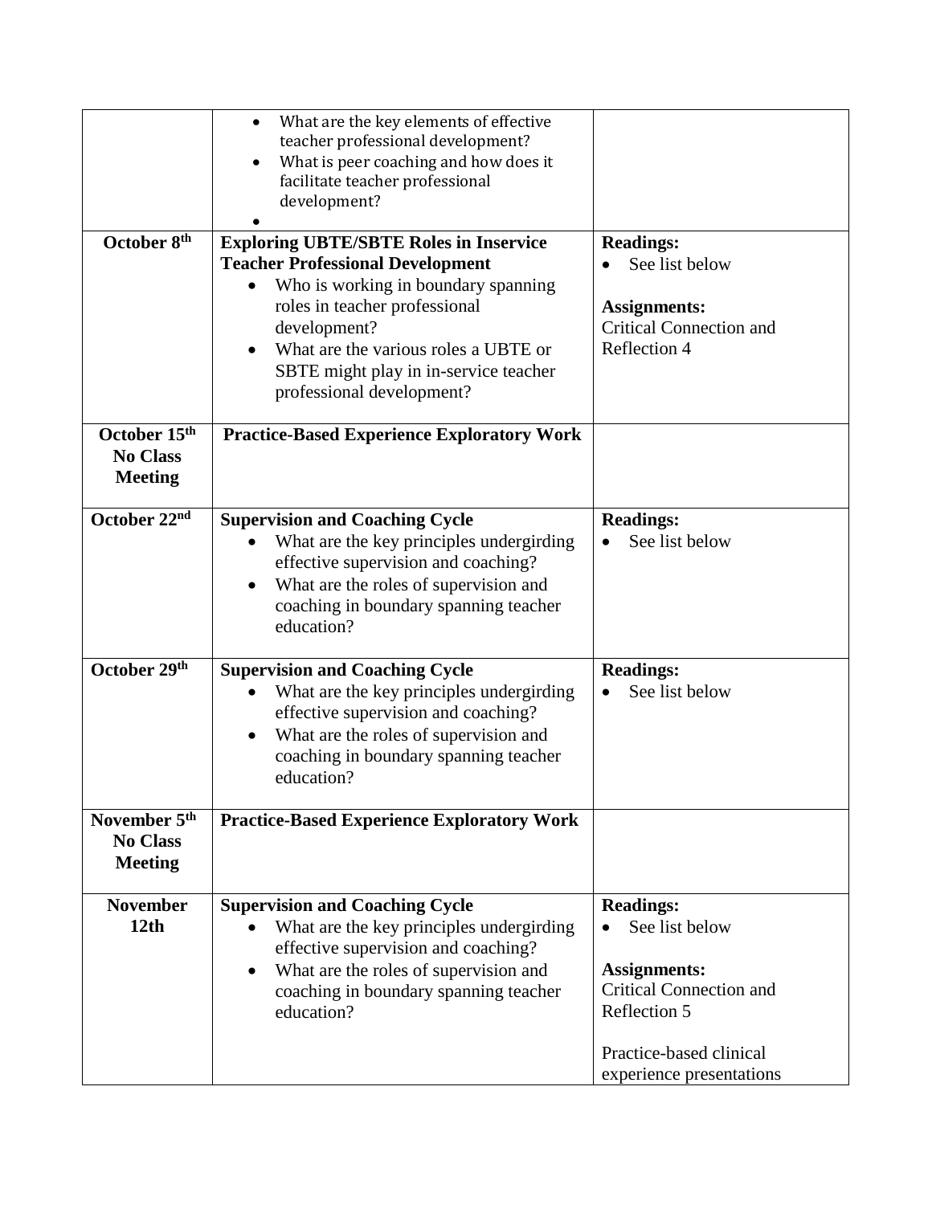| | | |
|---|---|---|
| | • What are the key elements of effective teacher professional development?<br>• What is peer coaching and how does it facilitate teacher professional development?<br>• | |
| **October 8th** | **Exploring UBTE/SBTE Roles in Inservice Teacher Professional Development**<br>• Who is working in boundary spanning roles in teacher professional development?<br>• What are the various roles a UBTE or SBTE might play in in-service teacher professional development? | **Readings:**<br>• See list below<br><br>**Assignments:**<br>Critical Connection and Reflection 4 |
| **October 15th No Class Meeting** | **Practice-Based Experience Exploratory Work** | |
| **October 22nd** | **Supervision and Coaching Cycle**<br>• What are the key principles undergirding effective supervision and coaching?<br>• What are the roles of supervision and coaching in boundary spanning teacher education? | **Readings:**<br>• See list below |
| **October 29th** | **Supervision and Coaching Cycle**<br>• What are the key principles undergirding effective supervision and coaching?<br>• What are the roles of supervision and coaching in boundary spanning teacher education? | **Readings:**<br>• See list below |
| **November 5th No Class Meeting** | **Practice-Based Experience Exploratory Work** | |
| **November 12th** | **Supervision and Coaching Cycle**<br>• What are the key principles undergirding effective supervision and coaching?<br>• What are the roles of supervision and coaching in boundary spanning teacher education? | **Readings:**<br>• See list below<br><br>**Assignments:**<br>Critical Connection and Reflection 5<br><br>Practice-based clinical experience presentations |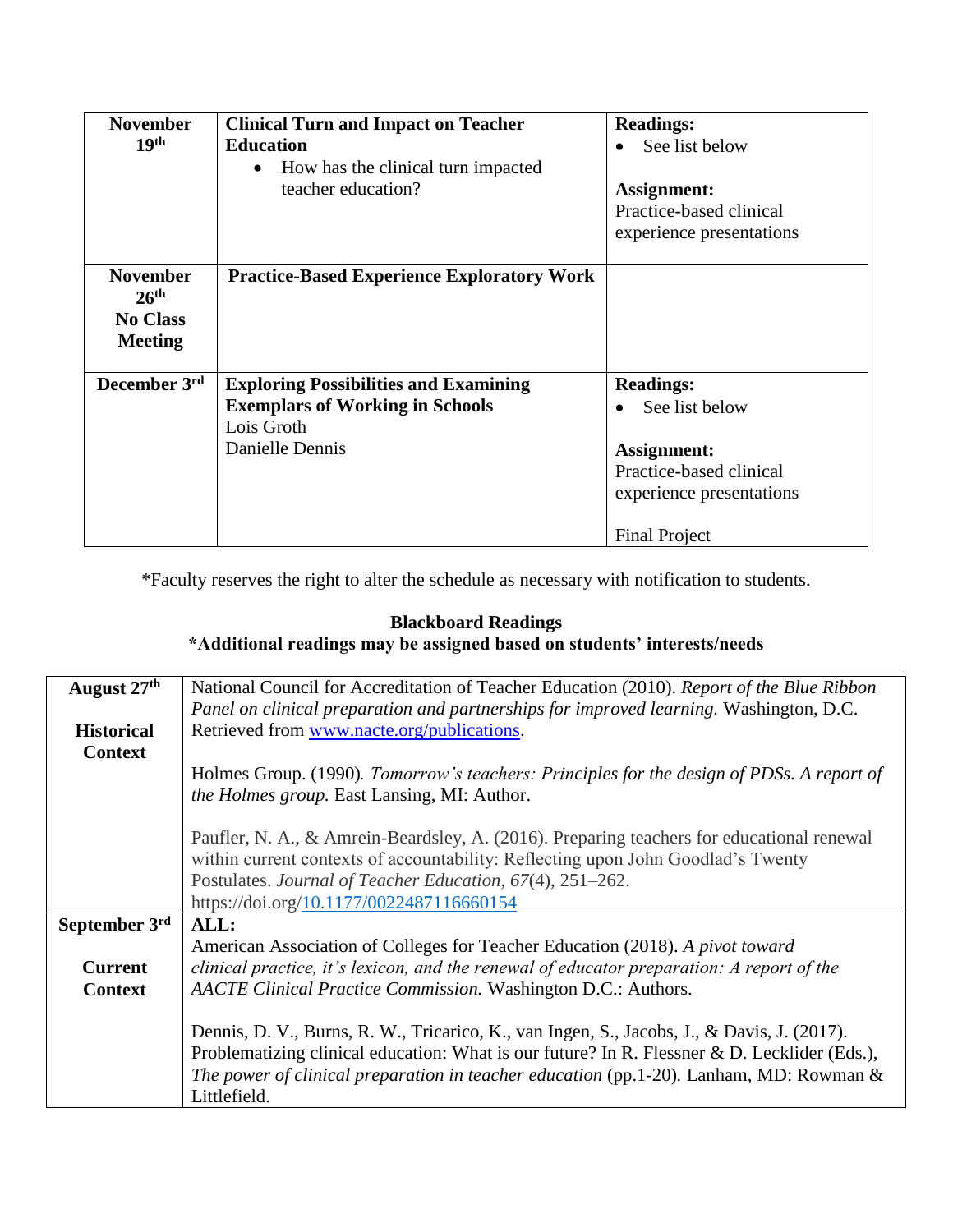| | | |
|---|---|---|
| **November 19th** | **Clinical Turn and Impact on Teacher Education**<br>• How has the clinical turn impacted teacher education? | **Readings:**<br>• See list below<br><br>**Assignment:**<br>Practice-based clinical experience presentations |
| **November 26th**<br>**No Class Meeting** | **Practice-Based Experience Exploratory Work** | |
| **December 3rd** | **Exploring Possibilities and Examining Exemplars of Working in Schools**<br>Lois Groth<br>Danielle Dennis | **Readings:**<br>• See list below<br><br>**Assignment:**<br>Practice-based clinical experience presentations<br><br>Final Project |

*Faculty reserves the right to alter the schedule as necessary with notification to students.

**Blackboard Readings**
**\*Additional readings may be assigned based on students' interests/needs**

| | |
|---|---|
| **August 27th**<br><br>**Historical Context** | National Council for Accreditation of Teacher Education (2010). *Report of the Blue Ribbon Panel on clinical preparation and partnerships for improved learning.* Washington, D.C. Retrieved from [www.nacte.org/publications](www.nacte.org/publications).<br><br>Holmes Group. (1990). *Tomorrow's teachers: Principles for the design of PDSs. A report of the Holmes group.* East Lansing, MI: Author.<br><br>Paufler, N. A., & Amrein-Beardsley, A. (2016). Preparing teachers for educational renewal within current contexts of accountability: Reflecting upon John Goodlad's Twenty Postulates. *Journal of Teacher Education*, *67*(4), 251–262. https://doi.org/10.1177/0022487116660154 |
| **September 3rd**<br><br>**Current Context** | **ALL:**<br>American Association of Colleges for Teacher Education (2018). *A pivot toward clinical practice, it's lexicon, and the renewal of educator preparation: A report of the AACTE Clinical Practice Commission.* Washington D.C.: Authors.<br><br>Dennis, D. V., Burns, R. W., Tricarico, K., van Ingen, S., Jacobs, J., & Davis, J. (2017). Problematizing clinical education: What is our future? In R. Flessner & D. Lecklider (Eds.), *The power of clinical preparation in teacher education* (pp.1-20). Lanham, MD: Rowman & Littlefield. |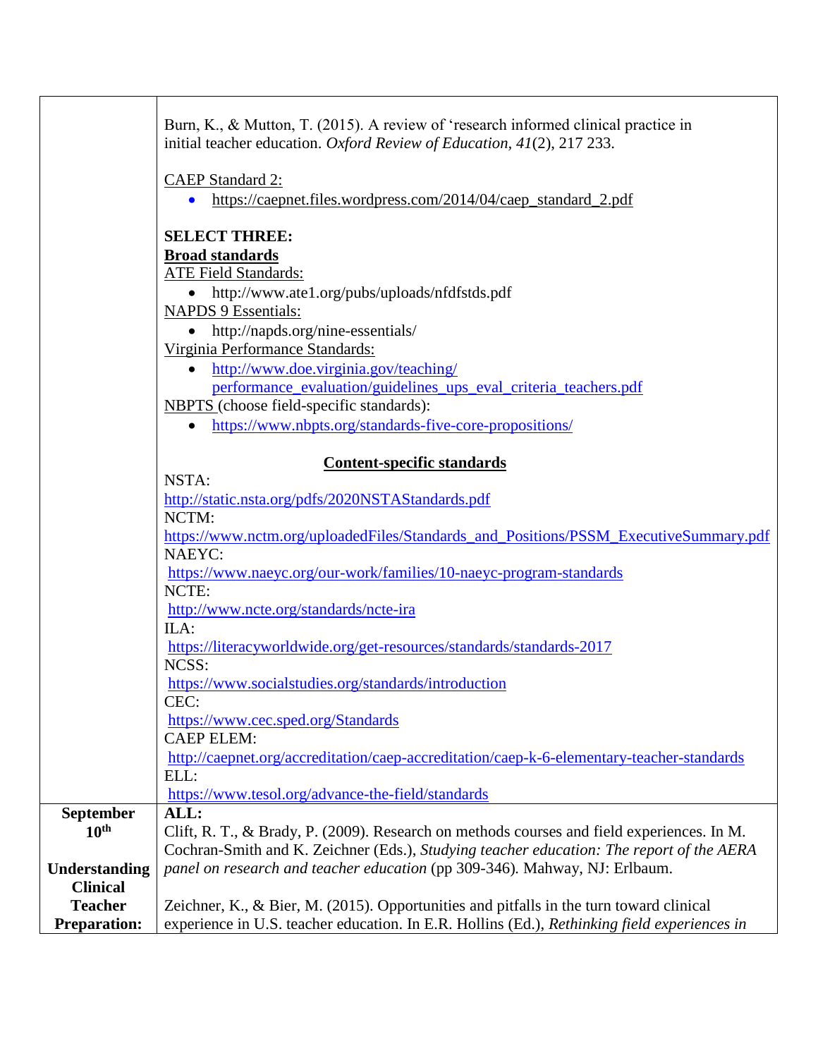| | |
|---|---|
| | Burn, K., & Mutton, T. (2015). A review of 'research informed clinical practice in initial teacher education. *Oxford Review of Education, 41*(2), 217 233.<br><br>CAEP Standard 2:<br>• https://caepnet.files.wordpress.com/2014/04/caep_standard_2.pdf<br><br>**SELECT THREE:**<br>**Broad standards**<br>ATE Field Standards:<br>• http://www.ate1.org/pubs/uploads/nfdfstds.pdf<br>NAPDS 9 Essentials:<br>• http://napds.org/nine-essentials/<br>Virginia Performance Standards:<br>• http://www.doe.virginia.gov/teaching/performance_evaluation/guidelines_ups_eval_criteria_teachers.pdf<br>NBPTS (choose field-specific standards):<br>• https://www.nbpts.org/standards-five-core-propositions/<br><br>**Content-specific standards**<br>NSTA:<br>http://static.nsta.org/pdfs/2020NSTAStandards.pdf<br>NCTM:<br>https://www.nctm.org/uploadedFiles/Standards_and_Positions/PSSM_ExecutiveSummary.pdf<br>NAEYC:<br>https://www.naeyc.org/our-work/families/10-naeyc-program-standards<br>NCTE:<br>http://www.ncte.org/standards/ncte-ira<br>ILA:<br>https://literacyworldwide.org/get-resources/standards/standards-2017<br>NCSS:<br>https://www.socialstudies.org/standards/introduction<br>CEC:<br>https://www.cec.sped.org/Standards<br>CAEP ELEM:<br>http://caepnet.org/accreditation/caep-accreditation/caep-k-6-elementary-teacher-standards<br>ELL:<br>https://www.tesol.org/advance-the-field/standards |
| **September 10th**<br><br>**Understanding Clinical Teacher Preparation:** | **ALL:**<br>Clift, R. T., & Brady, P. (2009). Research on methods courses and field experiences. In M. Cochran-Smith and K. Zeichner (Eds.), *Studying teacher education: The report of the AERA panel on research and teacher education* (pp 309-346). Mahway, NJ: Erlbaum.<br><br>Zeichner, K., & Bier, M. (2015). Opportunities and pitfalls in the turn toward clinical experience in U.S. teacher education. In E.R. Hollins (Ed.), *Rethinking field experiences in* |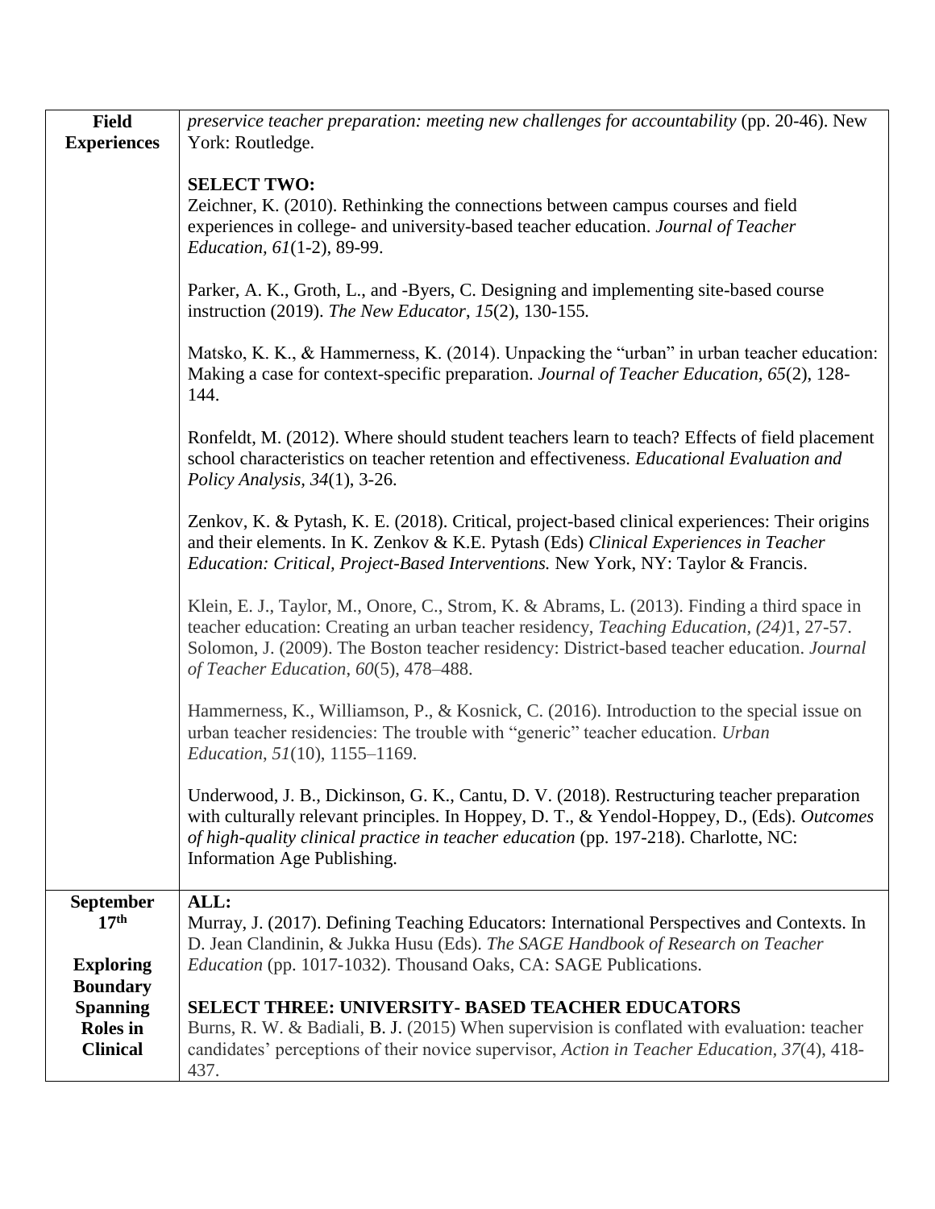| Field Experiences | *preservice teacher preparation: meeting new challenges for accountability* (pp. 20-46). New York: Routledge.<br><br>**SELECT TWO:**<br>Zeichner, K. (2010). Rethinking the connections between campus courses and field experiences in college- and university-based teacher education. *Journal of Teacher Education, 61*(1-2), 89-99.<br><br>Parker, A. K., Groth, L., and -Byers, C. Designing and implementing site-based course instruction (2019). *The New Educator*, *15*(2), 130-155.<br><br>Matsko, K. K., & Hammerness, K. (2014). Unpacking the "urban" in urban teacher education: Making a case for context-specific preparation. *Journal of Teacher Education, 65*(2), 128-144.<br><br>Ronfeldt, M. (2012). Where should student teachers learn to teach? Effects of field placement school characteristics on teacher retention and effectiveness. *Educational Evaluation and Policy Analysis*, *34*(1), 3-26.<br><br>Zenkov, K. & Pytash, K. E. (2018). Critical, project-based clinical experiences: Their origins and their elements. In K. Zenkov & K.E. Pytash (Eds) *Clinical Experiences in Teacher Education: Critical, Project-Based Interventions.* New York, NY: Taylor & Francis.<br><br>Klein, E. J., Taylor, M., Onore, C., Strom, K. & Abrams, L. (2013). Finding a third space in teacher education: Creating an urban teacher residency, *Teaching Education*, *(24)*1, 27-57.<br>Solomon, J. (2009). The Boston teacher residency: District-based teacher education. *Journal of Teacher Education*, *60*(5), 478–488.<br><br>Hammerness, K., Williamson, P., & Kosnick, C. (2016). Introduction to the special issue on urban teacher residencies: The trouble with "generic" teacher education. *Urban Education*, *51*(10), 1155–1169.<br><br>Underwood, J. B., Dickinson, G. K., Cantu, D. V. (2018). Restructuring teacher preparation with culturally relevant principles. In Hoppey, D. T., & Yendol-Hoppey, D., (Eds). *Outcomes of high-quality clinical practice in teacher education* (pp. 197-218). Charlotte, NC: Information Age Publishing. |
|---|---|
| **September 17th**<br><br>**Exploring Boundary Spanning Roles in Clinical** | **ALL:**<br>Murray, J. (2017). Defining Teaching Educators: International Perspectives and Contexts. In D. Jean Clandinin, & Jukka Husu (Eds). *The SAGE Handbook of Research on Teacher Education* (pp. 1017-1032). Thousand Oaks, CA: SAGE Publications.<br><br>**SELECT THREE: UNIVERSITY- BASED TEACHER EDUCATORS**<br>Burns, R. W. & Badiali, B. J. (2015) When supervision is conflated with evaluation: teacher candidates' perceptions of their novice supervisor, *Action in Teacher Education, 37*(4), 418-437. |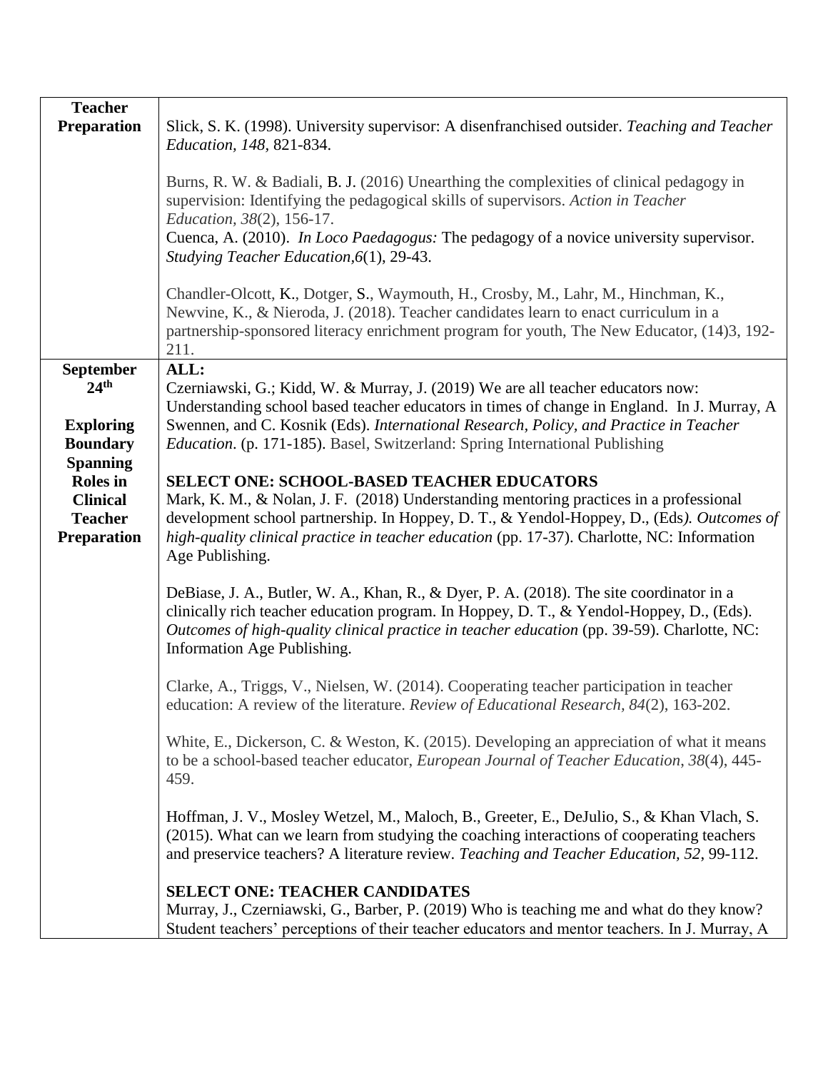| Teacher Preparation | Slick, S. K. (1998). University supervisor: A disenfranchised outsider. *Teaching and Teacher Education, 148,* 821-834.<br><br>Burns, R. W. & Badiali, B. J. (2016) Unearthing the complexities of clinical pedagogy in supervision: Identifying the pedagogical skills of supervisors. *Action in Teacher Education*, *38*(2), 156-17.<br>Cuenca, A. (2010). *In Loco Paedagogus:* The pedagogy of a novice university supervisor. *Studying Teacher Education,6*(1), 29-43.<br><br>Chandler-Olcott, K., Dotger, S., Waymouth, H., Crosby, M., Lahr, M., Hinchman, K., Newvine, K., & Nieroda, J. (2018). Teacher candidates learn to enact curriculum in a partnership-sponsored literacy enrichment program for youth, The New Educator, (14)3, 192-211. |
|---|---|
| **September 24th**<br><br>**Exploring Boundary Spanning Roles in Clinical Teacher Preparation** | **ALL:**<br>Czerniawski, G.; Kidd, W. & Murray, J. (2019) We are all teacher educators now: Understanding school based teacher educators in times of change in England. In J. Murray, A Swennen, and C. Kosnik (Eds). *International Research, Policy, and Practice in Teacher Education*. (p. 171-185). Basel, Switzerland: Spring International Publishing<br><br>**SELECT ONE: SCHOOL-BASED TEACHER EDUCATORS**<br>Mark, K. M., & Nolan, J. F. (2018) Understanding mentoring practices in a professional development school partnership. In Hoppey, D. T., & Yendol-Hoppey, D., (Eds*). Outcomes of high-quality clinical practice in teacher education* (pp. 17-37). Charlotte, NC: Information Age Publishing.<br><br>DeBiase, J. A., Butler, W. A., Khan, R., & Dyer, P. A. (2018). The site coordinator in a clinically rich teacher education program. In Hoppey, D. T., & Yendol-Hoppey, D., (Eds). *Outcomes of high-quality clinical practice in teacher education* (pp. 39-59). Charlotte, NC: Information Age Publishing.<br><br>Clarke, A., Triggs, V., Nielsen, W. (2014). Cooperating teacher participation in teacher education: A review of the literature. *Review of Educational Research*, *84*(2), 163-202.<br><br>White, E., Dickerson, C. & Weston, K. (2015). Developing an appreciation of what it means to be a school-based teacher educator, *European Journal of Teacher Education*, *38*(4), 445-459.<br><br>Hoffman, J. V., Mosley Wetzel, M., Maloch, B., Greeter, E., DeJulio, S., & Khan Vlach, S. (2015). What can we learn from studying the coaching interactions of cooperating teachers and preservice teachers? A literature review. *Teaching and Teacher Education*, *52*, 99-112.<br><br>**SELECT ONE: TEACHER CANDIDATES**<br>Murray, J., Czerniawski, G., Barber, P. (2019) Who is teaching me and what do they know? Student teachers' perceptions of their teacher educators and mentor teachers. In J. Murray, A |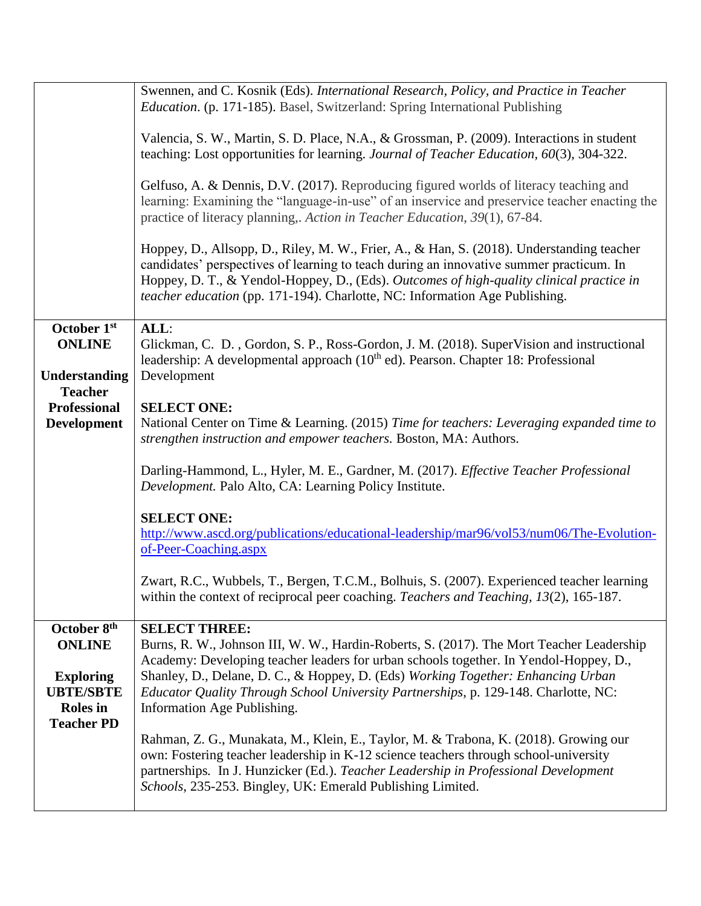| | |
|---|---|
| | Swennen, and C. Kosnik (Eds). *International Research, Policy, and Practice in Teacher Education*. (p. 171-185). Basel, Switzerland: Spring International Publishing<br><br>Valencia, S. W., Martin, S. D. Place, N.A., & Grossman, P. (2009). Interactions in student teaching: Lost opportunities for learning. *Journal of Teacher Education*, *60*(3), 304-322.<br><br>Gelfuso, A. & Dennis, D.V. (2017). Reproducing figured worlds of literacy teaching and learning: Examining the "language-in-use" of an inservice and preservice teacher enacting the practice of literacy planning,. *Action in Teacher Education*, *39*(1), 67-84.<br><br>Hoppey, D., Allsopp, D., Riley, M. W., Frier, A., & Han, S. (2018). Understanding teacher candidates' perspectives of learning to teach during an innovative summer practicum. In Hoppey, D. T., & Yendol-Hoppey, D., (Eds). *Outcomes of high-quality clinical practice in teacher education* (pp. 171-194). Charlotte, NC: Information Age Publishing. |
| **October 1st ONLINE**<br><br>**Understanding Teacher Professional Development** | **ALL**:<br>Glickman, C. D. , Gordon, S. P., Ross-Gordon, J. M. (2018). SuperVision and instructional leadership: A developmental approach (10th ed). Pearson. Chapter 18: Professional Development<br><br>**SELECT ONE:**<br>National Center on Time & Learning. (2015) *Time for teachers: Leveraging expanded time to strengthen instruction and empower teachers.* Boston, MA: Authors.<br><br>Darling-Hammond, L., Hyler, M. E., Gardner, M. (2017). *Effective Teacher Professional Development.* Palo Alto, CA: Learning Policy Institute.<br><br>**SELECT ONE:**<br>http://www.ascd.org/publications/educational-leadership/mar96/vol53/num06/The-Evolution-of-Peer-Coaching.aspx<br><br>Zwart, R.C., Wubbels, T., Bergen, T.C.M., Bolhuis, S. (2007). Experienced teacher learning within the context of reciprocal peer coaching. *Teachers and Teaching*, *13*(2), 165-187. |
| **October 8th ONLINE**<br><br>**Exploring UBTE/SBTE Roles in Teacher PD** | **SELECT THREE:**<br>Burns, R. W., Johnson III, W. W., Hardin-Roberts, S. (2017). The Mort Teacher Leadership Academy: Developing teacher leaders for urban schools together. In Yendol-Hoppey, D., Shanley, D., Delane, D. C., & Hoppey, D. (Eds) *Working Together: Enhancing Urban Educator Quality Through School University Partnerships*, p. 129-148. Charlotte, NC: Information Age Publishing.<br><br>Rahman, Z. G., Munakata, M., Klein, E., Taylor, M. & Trabona, K. (2018). Growing our own: Fostering teacher leadership in K-12 science teachers through school-university partnerships. In J. Hunzicker (Ed.). *Teacher Leadership in Professional Development Schools*, 235-253. Bingley, UK: Emerald Publishing Limited. |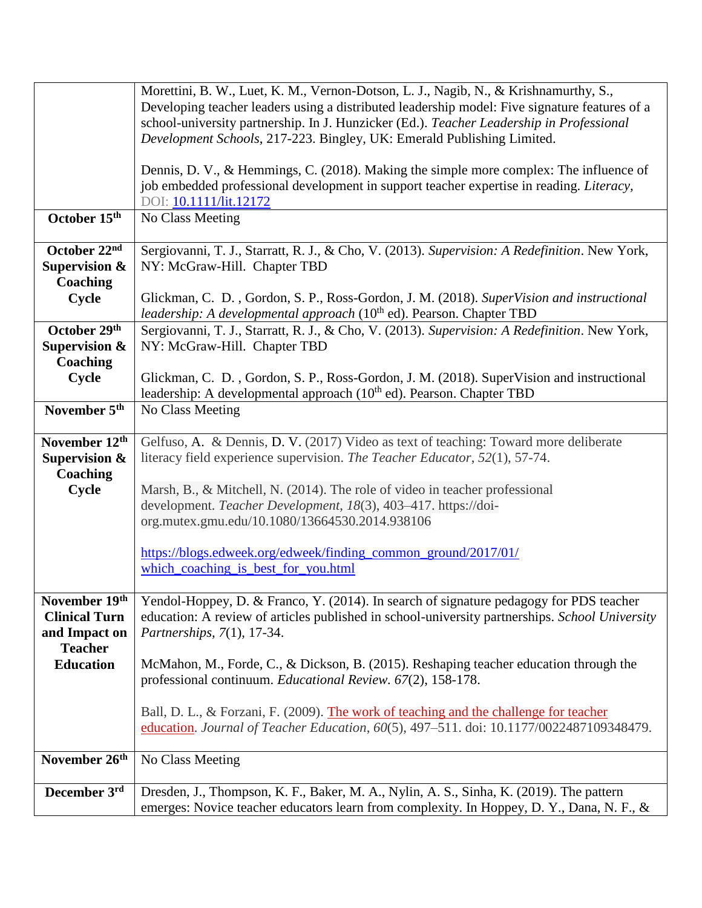| | |
|---|---|
| | Morettini, B. W., Luet, K. M., Vernon-Dotson, L. J., Nagib, N., & Krishnamurthy, S., Developing teacher leaders using a distributed leadership model: Five signature features of a school-university partnership. In J. Hunzicker (Ed.). *Teacher Leadership in Professional Development Schools*, 217-223. Bingley, UK: Emerald Publishing Limited.<br><br>Dennis, D. V., & Hemmings, C. (2018). Making the simple more complex: The influence of job embedded professional development in support teacher expertise in reading. *Literacy*, DOI: 10.1111/lit.12172 |
| **October 15th** | No Class Meeting |
| **October 22nd Supervision & Coaching Cycle** | Sergiovanni, T. J., Starratt, R. J., & Cho, V. (2013). *Supervision: A Redefinition*. New York, NY: McGraw-Hill. Chapter TBD<br><br>Glickman, C. D. , Gordon, S. P., Ross-Gordon, J. M. (2018). *SuperVision and instructional leadership: A developmental approach* (10th ed). Pearson. Chapter TBD |
| **October 29th Supervision & Coaching Cycle** | Sergiovanni, T. J., Starratt, R. J., & Cho, V. (2013). *Supervision: A Redefinition*. New York, NY: McGraw-Hill. Chapter TBD<br><br>Glickman, C. D. , Gordon, S. P., Ross-Gordon, J. M. (2018). SuperVision and instructional leadership: A developmental approach (10th ed). Pearson. Chapter TBD |
| **November 5th** | No Class Meeting |
| **November 12th Supervision & Coaching Cycle** | Gelfuso, A. & Dennis, D. V. (2017) Video as text of teaching: Toward more deliberate literacy field experience supervision. *The Teacher Educator*, *52*(1), 57-74.<br><br>Marsh, B., & Mitchell, N. (2014). The role of video in teacher professional development. *Teacher Development*, *18*(3), 403–417. https://doi-org.mutex.gmu.edu/10.1080/13664530.2014.938106<br><br>https://blogs.edweek.org/edweek/finding_common_ground/2017/01/which_coaching_is_best_for_you.html |
| **November 19th Clinical Turn and Impact on Teacher Education** | Yendol-Hoppey, D. & Franco, Y. (2014). In search of signature pedagogy for PDS teacher education: A review of articles published in school-university partnerships. *School University Partnerships*, *7*(1), 17-34.<br><br>McMahon, M., Forde, C., & Dickson, B. (2015). Reshaping teacher education through the professional continuum. *Educational Review*. *67*(2), 158-178.<br><br>Ball, D. L., & Forzani, F. (2009). The work of teaching and the challenge for teacher education. *Journal of Teacher Education*, *60*(5), 497–511. doi: 10.1177/0022487109348479. |
| **November 26th** | No Class Meeting |
| **December 3rd** | Dresden, J., Thompson, K. F., Baker, M. A., Nylin, A. S., Sinha, K. (2019). The pattern emerges: Novice teacher educators learn from complexity. In Hoppey, D. Y., Dana, N. F., & |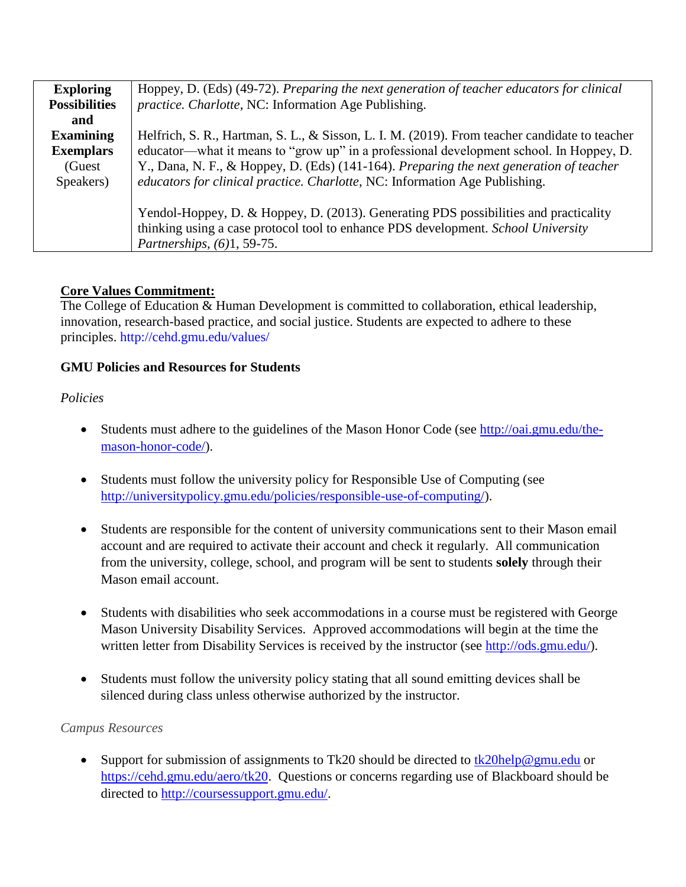| | |
|---|---|
| **Exploring Possibilities and Examining Exemplars** (Guest Speakers) | Hoppey, D. (Eds) (49-72). *Preparing the next generation of teacher educators for clinical practice. Charlotte*, NC: Information Age Publishing.<br><br>Helfrich, S. R., Hartman, S. L., & Sisson, L. I. M. (2019). From teacher candidate to teacher educator—what it means to "grow up" in a professional development school. In Hoppey, D. Y., Dana, N. F., & Hoppey, D. (Eds) (141-164). *Preparing the next generation of teacher educators for clinical practice. Charlotte*, NC: Information Age Publishing.<br><br>Yendol-Hoppey, D. & Hoppey, D. (2013). Generating PDS possibilities and practicality thinking using a case protocol tool to enhance PDS development. *School University Partnerships, (6)*1, 59-75. |

**Core Values Commitment:**

The College of Education & Human Development is committed to collaboration, ethical leadership, innovation, research-based practice, and social justice. Students are expected to adhere to these principles. http://cehd.gmu.edu/values/

**GMU Policies and Resources for Students**

*Policies*

- Students must adhere to the guidelines of the Mason Honor Code (see http://oai.gmu.edu/the-mason-honor-code/).

- Students must follow the university policy for Responsible Use of Computing (see http://universitypolicy.gmu.edu/policies/responsible-use-of-computing/).

- Students are responsible for the content of university communications sent to their Mason email account and are required to activate their account and check it regularly. All communication from the university, college, school, and program will be sent to students **solely** through their Mason email account.

- Students with disabilities who seek accommodations in a course must be registered with George Mason University Disability Services. Approved accommodations will begin at the time the written letter from Disability Services is received by the instructor (see http://ods.gmu.edu/).

- Students must follow the university policy stating that all sound emitting devices shall be silenced during class unless otherwise authorized by the instructor.

*Campus Resources*

- Support for submission of assignments to Tk20 should be directed to tk20help@gmu.edu or https://cehd.gmu.edu/aero/tk20. Questions or concerns regarding use of Blackboard should be directed to http://coursessupport.gmu.edu/.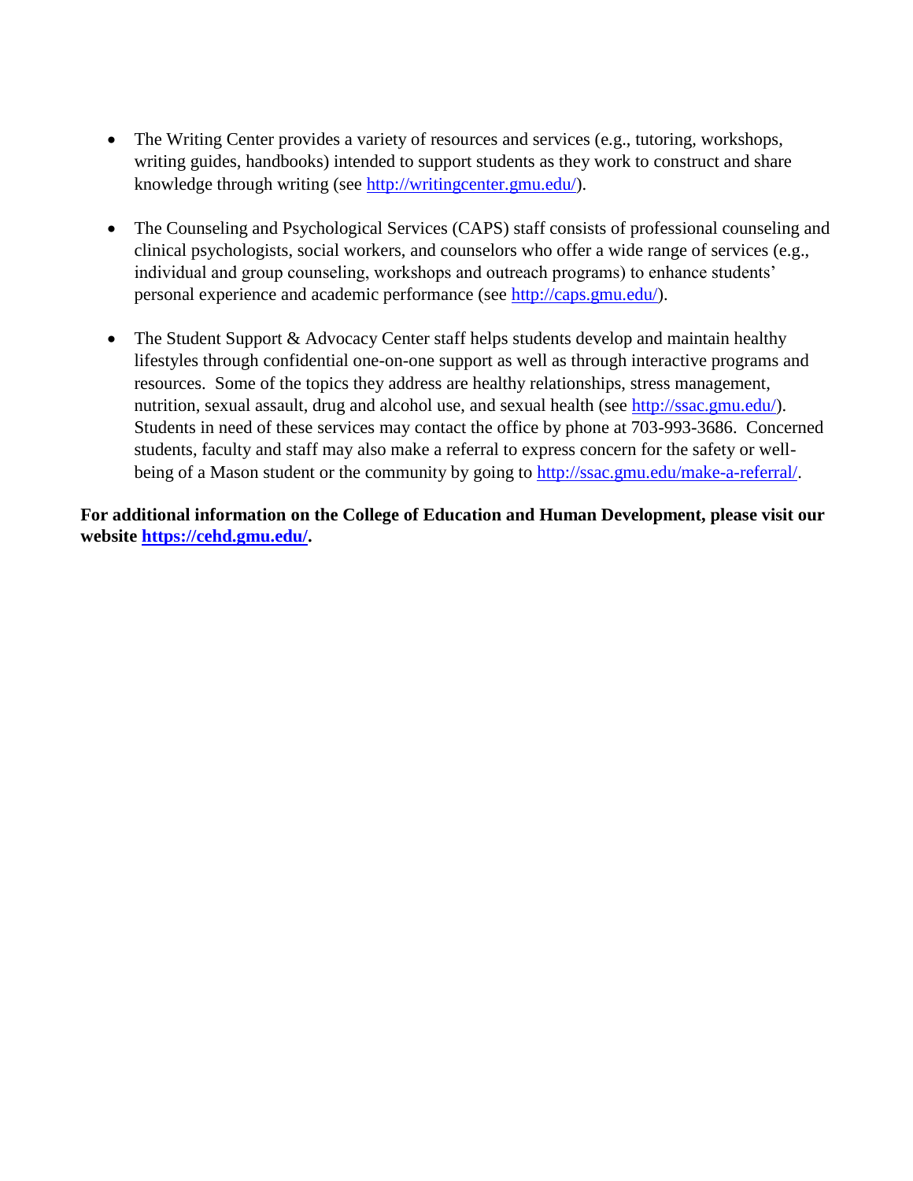- The Writing Center provides a variety of resources and services (e.g., tutoring, workshops, writing guides, handbooks) intended to support students as they work to construct and share knowledge through writing (see http://writingcenter.gmu.edu/).

- The Counseling and Psychological Services (CAPS) staff consists of professional counseling and clinical psychologists, social workers, and counselors who offer a wide range of services (e.g., individual and group counseling, workshops and outreach programs) to enhance students' personal experience and academic performance (see http://caps.gmu.edu/).

- The Student Support & Advocacy Center staff helps students develop and maintain healthy lifestyles through confidential one-on-one support as well as through interactive programs and resources. Some of the topics they address are healthy relationships, stress management, nutrition, sexual assault, drug and alcohol use, and sexual health (see http://ssac.gmu.edu/). Students in need of these services may contact the office by phone at 703-993-3686. Concerned students, faculty and staff may also make a referral to express concern for the safety or well-being of a Mason student or the community by going to http://ssac.gmu.edu/make-a-referral/.

**For additional information on the College of Education and Human Development, please visit our website https://cehd.gmu.edu/.**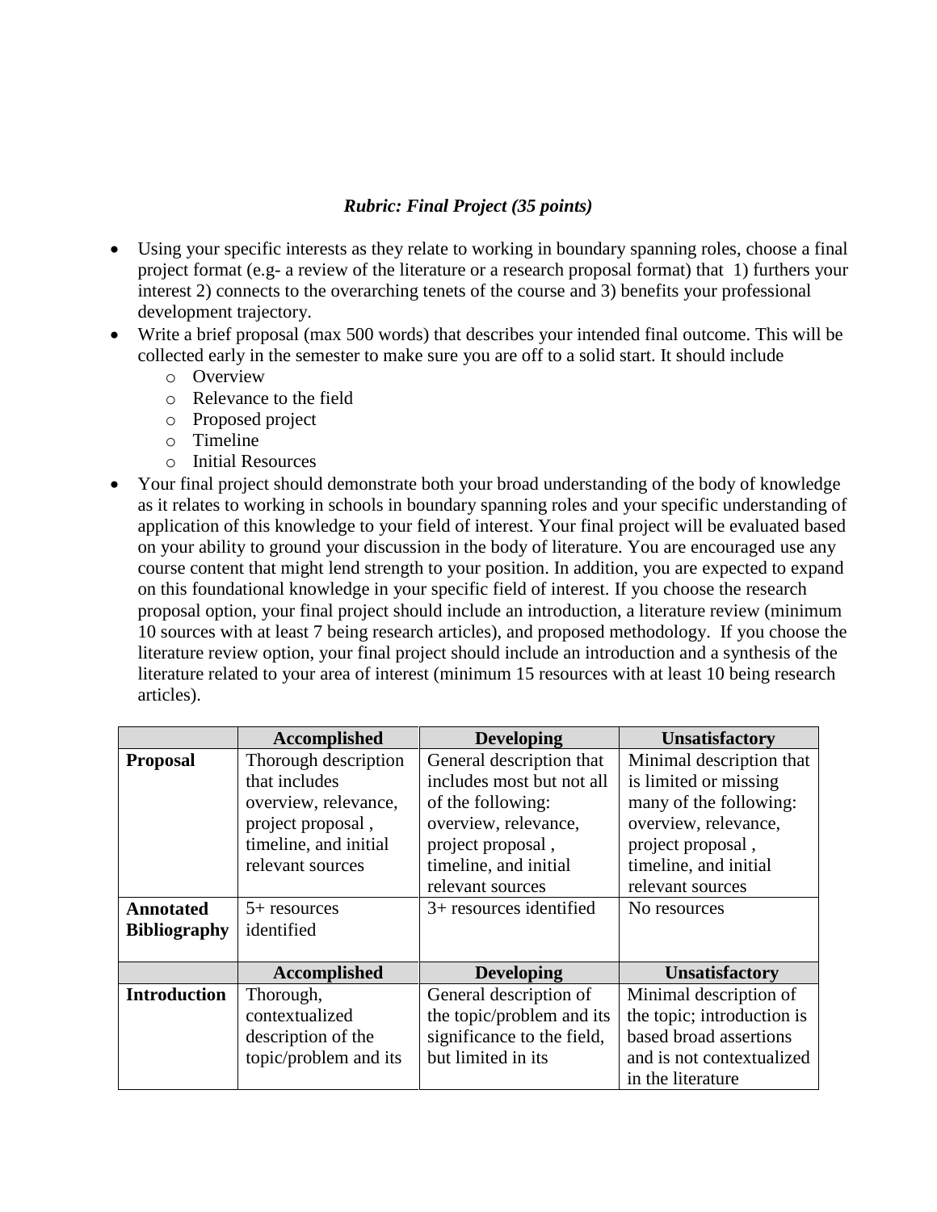*Rubric: Final Project (35 points)*

- Using your specific interests as they relate to working in boundary spanning roles, choose a final project format (e.g- a review of the literature or a research proposal format) that 1) furthers your interest 2) connects to the overarching tenets of the course and 3) benefits your professional development trajectory.
- Write a brief proposal (max 500 words) that describes your intended final outcome. This will be collected early in the semester to make sure you are off to a solid start. It should include
  - Overview
  - Relevance to the field
  - Proposed project
  - Timeline
  - Initial Resources
- Your final project should demonstrate both your broad understanding of the body of knowledge as it relates to working in schools in boundary spanning roles and your specific understanding of application of this knowledge to your field of interest. Your final project will be evaluated based on your ability to ground your discussion in the body of literature. You are encouraged use any course content that might lend strength to your position. In addition, you are expected to expand on this foundational knowledge in your specific field of interest. If you choose the research proposal option, your final project should include an introduction, a literature review (minimum 10 sources with at least 7 being research articles), and proposed methodology. If you choose the literature review option, your final project should include an introduction and a synthesis of the literature related to your area of interest (minimum 15 resources with at least 10 being research articles).

| | **Accomplished** | **Developing** | **Unsatisfactory** |
|---|---|---|---|
| **Proposal** | Thorough description that includes overview, relevance, project proposal , timeline, and initial relevant sources | General description that includes most but not all of the following: overview, relevance, project proposal , timeline, and initial relevant sources | Minimal description that is limited or missing many of the following: overview, relevance, project proposal , timeline, and initial relevant sources |
| **Annotated Bibliography** | 5+ resources identified | 3+ resources identified | No resources |
| | **Accomplished** | **Developing** | **Unsatisfactory** |
| **Introduction** | Thorough, contextualized description of the topic/problem and its | General description of the topic/problem and its significance to the field, but limited in its | Minimal description of the topic; introduction is based broad assertions and is not contextualized in the literature |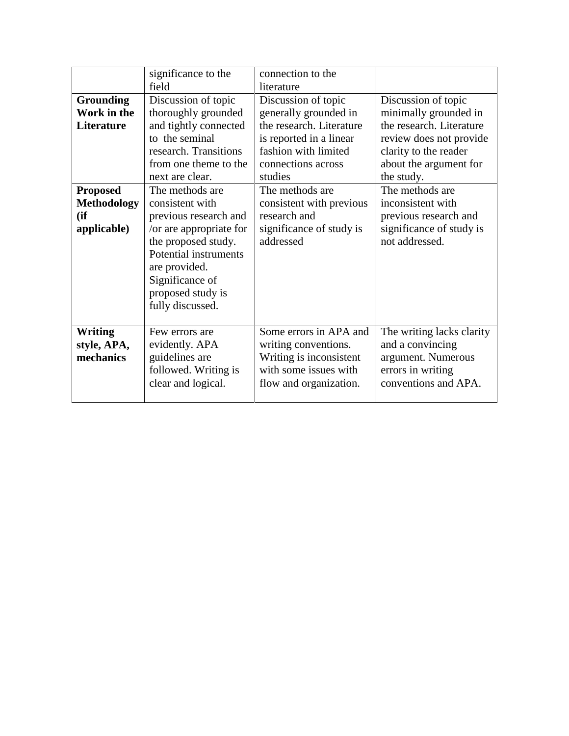| | | | |
|---|---|---|---|
| | significance to the field | connection to the literature | |
| **Grounding Work in the Literature** | Discussion of topic thoroughly grounded and tightly connected to the seminal research. Transitions from one theme to the next are clear. | Discussion of topic generally grounded in the research. Literature is reported in a linear fashion with limited connections across studies | Discussion of topic minimally grounded in the research. Literature review does not provide clarity to the reader about the argument for the study. |
| **Proposed Methodology (if applicable)** | The methods are consistent with previous research and /or are appropriate for the proposed study. Potential instruments are provided. Significance of proposed study is fully discussed. | The methods are consistent with previous research and significance of study is addressed | The methods are inconsistent with previous research and significance of study is not addressed. |
| **Writing style, APA, mechanics** | Few errors are evidently. APA guidelines are followed. Writing is clear and logical. | Some errors in APA and writing conventions. Writing is inconsistent with some issues with flow and organization. | The writing lacks clarity and a convincing argument. Numerous errors in writing conventions and APA. |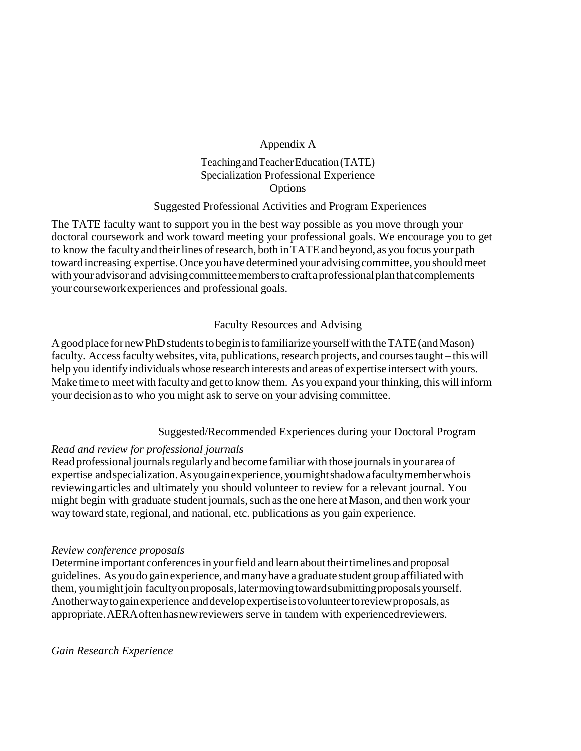# Appendix A

## Teaching and Teacher Education (TATE) Specialization Professional Experience Options

### Suggested Professional Activities and Program Experiences

The TATE faculty want to support you in the best way possible as you move through your doctoral coursework and work toward meeting your professional goals. We encourage you to get to know the faculty and their lines of research, both in TATE and beyond, as you focus your path toward increasing expertise. Once you have determined your advising committee, you should meet with your advisor and advising committee members to craft a professional plan that complements your coursework experiences and professional goals.

### Faculty Resources and Advising

A good place for new PhD students to begin is to familiarize yourself with the TATE (and Mason) faculty. Access faculty websites, vita, publications, research projects, and courses taught – this will help you identify individuals whose research interests and areas of expertise intersect with yours. Make time to meet with faculty and get to know them. As you expand your thinking, this will inform your decision as to who you might ask to serve on your advising committee.

### Suggested/Recommended Experiences during your Doctoral Program

*Read and review for professional journals*
Read professional journals regularly and become familiar with those journals in your area of expertise and specialization. As you gain experience, you might shadow a faculty member who is reviewing articles and ultimately you should volunteer to review for a relevant journal. You might begin with graduate student journals, such as the one here at Mason, and then work your way toward state, regional, and national, etc. publications as you gain experience.

*Review conference proposals*
Determine important conferences in your field and learn about their timelines and proposal guidelines. As you do gain experience, and many have a graduate student group affiliated with them, you might join faculty on proposals, later moving toward submitting proposals yourself. Another way to gain experience and develop expertise is to volunteer to review proposals, as appropriate. AERA often has new reviewers serve in tandem with experienced reviewers.

*Gain Research Experience*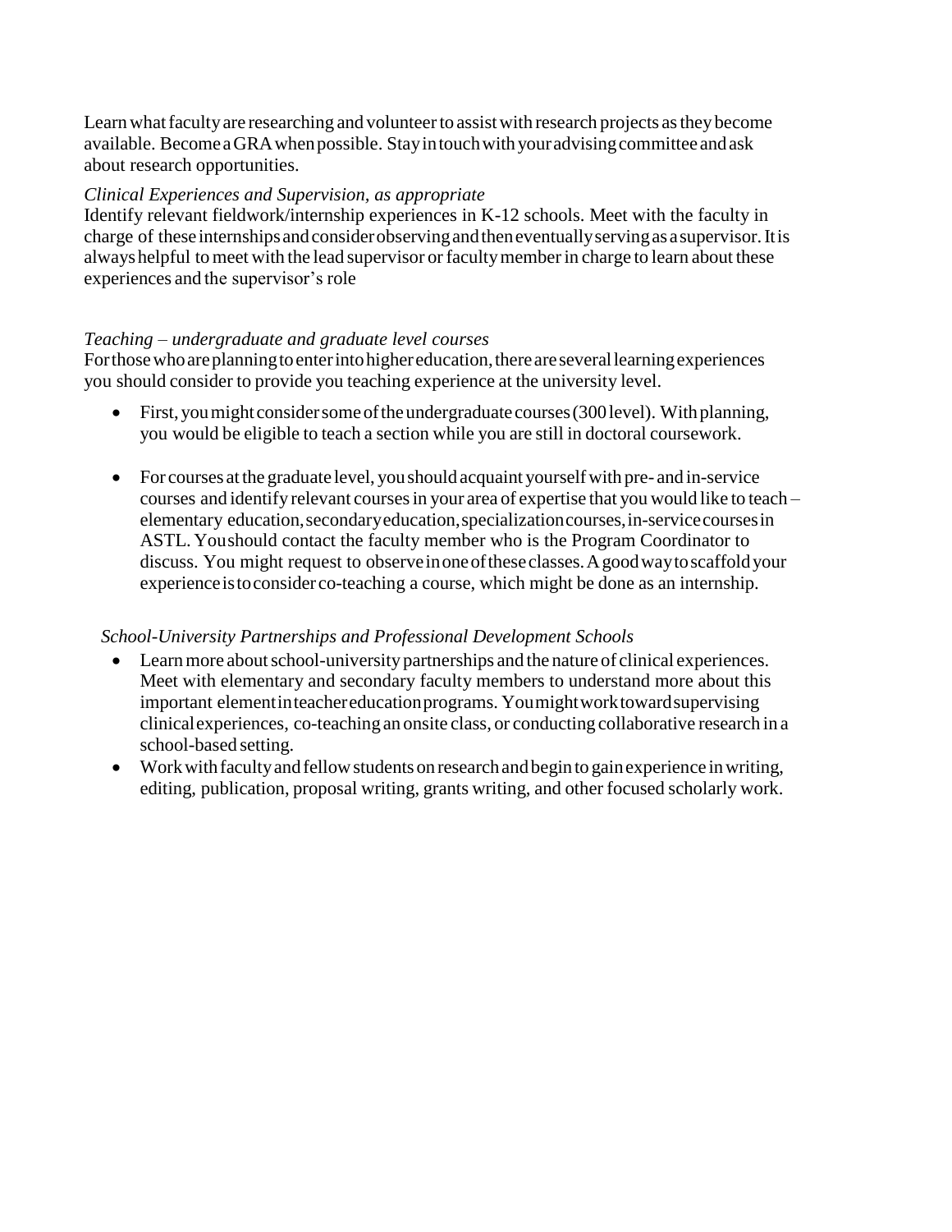Learn what faculty are researching and volunteer to assist with research projects as they become available. Become a GRA when possible. Stay in touch with your advising committee and ask about research opportunities.

*Clinical Experiences and Supervision, as appropriate*

Identify relevant fieldwork/internship experiences in K-12 schools. Meet with the faculty in charge of these internships and consider observing and then eventually serving as a supervisor. It is always helpful to meet with the lead supervisor or faculty member in charge to learn about these experiences and the supervisor's role

*Teaching – undergraduate and graduate level courses*

For those who are planning to enter into higher education, there are several learning experiences you should consider to provide you teaching experience at the university level.

- First, you might consider some of the undergraduate courses (300 level). With planning, you would be eligible to teach a section while you are still in doctoral coursework.

- For courses at the graduate level, you should acquaint yourself with pre- and in-service courses and identify relevant courses in your area of expertise that you would like to teach – elementary education, secondary education, specialization courses, in-service courses in ASTL. You should contact the faculty member who is the Program Coordinator to discuss. You might request to observe in one of these classes. A good way to scaffold your experience is to consider co-teaching a course, which might be done as an internship.

*School-University Partnerships and Professional Development Schools*

- Learn more about school-university partnerships and the nature of clinical experiences. Meet with elementary and secondary faculty members to understand more about this important element in teacher education programs. You might work toward supervising clinical experiences, co-teaching an onsite class, or conducting collaborative research in a school-based setting.
- Work with faculty and fellow students on research and begin to gain experience in writing, editing, publication, proposal writing, grants writing, and other focused scholarly work.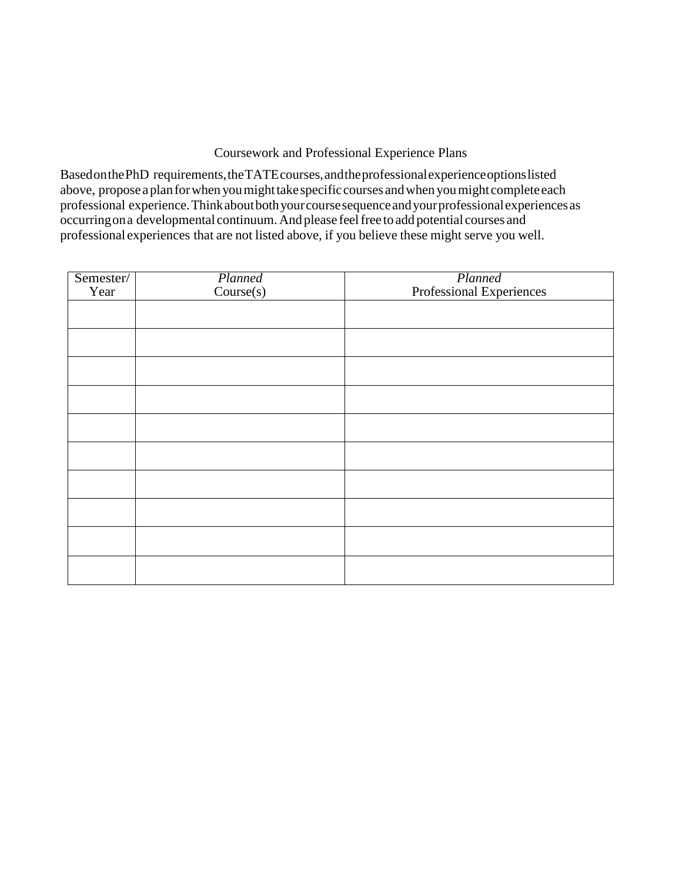Coursework and Professional Experience Plans

Based on the PhD requirements, the TATE courses, and the professional experience options listed above, propose a plan for when you might take specific courses and when you might complete each professional experience. Think about both your course sequence and your professional experiences as occurring on a developmental continuum. And please feel free to add potential courses and professional experiences that are not listed above, if you believe these might serve you well.

| Semester/ Year | *Planned* Course(s) | *Planned* Professional Experiences |
|---|---|---|
| | | |
| | | |
| | | |
| | | |
| | | |
| | | |
| | | |
| | | |
| | | |
| | | |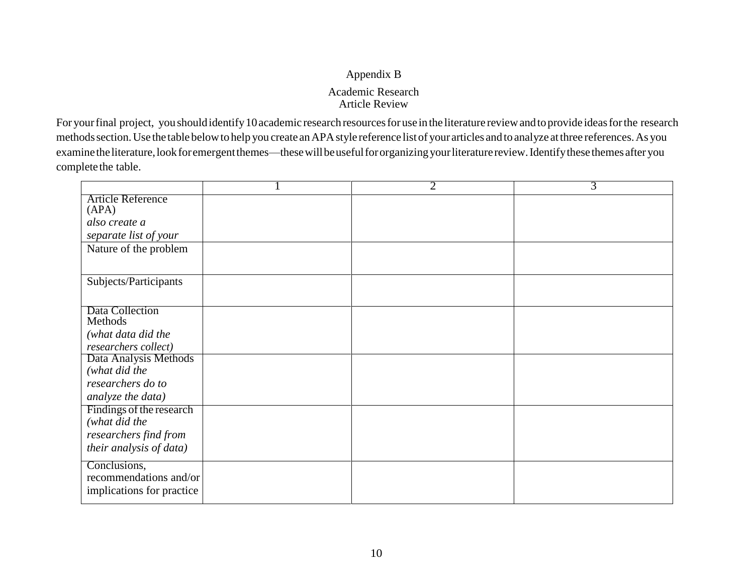# Appendix B

## Academic Research Article Review

For your final project, you should identify 10 academic research resources for use in the literature review and to provide ideas for the research methods section. Use the table below to help you create an APA style reference list of your articles and to analyze at three references. As you examine the literature, look for emergent themes—these will be useful for organizing your literature review. Identify these themes after you complete the table.

| | 1 | 2 | 3 |
|---|---|---|---|
| Article Reference (APA) *also create a separate list of your* | | | |
| Nature of the problem | | | |
| Subjects/Participants | | | |
| Data Collection Methods *(what data did the researchers collect)* | | | |
| Data Analysis Methods *(what did the researchers do to analyze the data)* | | | |
| Findings of the research *(what did the researchers find from their analysis of data)* | | | |
| Conclusions, recommendations and/or implications for practice | | | |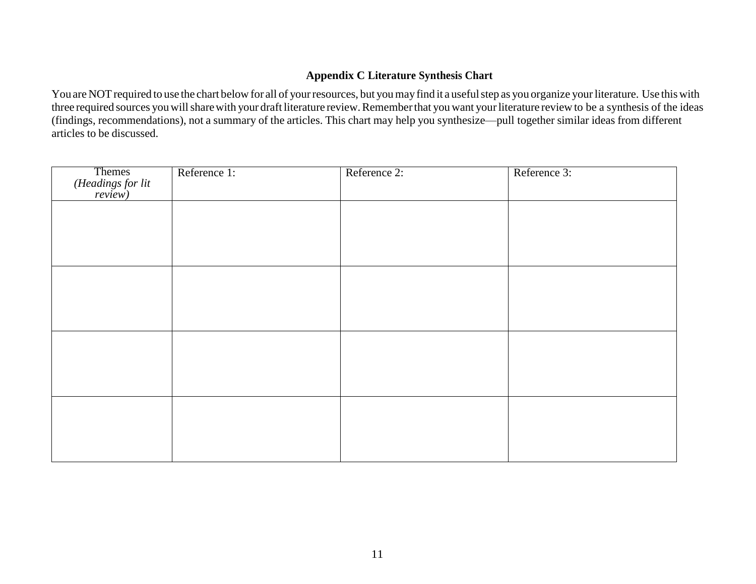## Appendix C Literature Synthesis Chart

You are NOT required to use the chart below for all of your resources, but you may find it a useful step as you organize your literature. Use this with three required sources you will share with your draft literature review. Remember that you want your literature review to be a synthesis of the ideas (findings, recommendations), not a summary of the articles. This chart may help you synthesize—pull together similar ideas from different articles to be discussed.

| Themes *(Headings for lit review)* | Reference 1: | Reference 2: | Reference 3: |
|---|---|---|---|
| | | | |
| | | | |
| | | | |
| | | | |